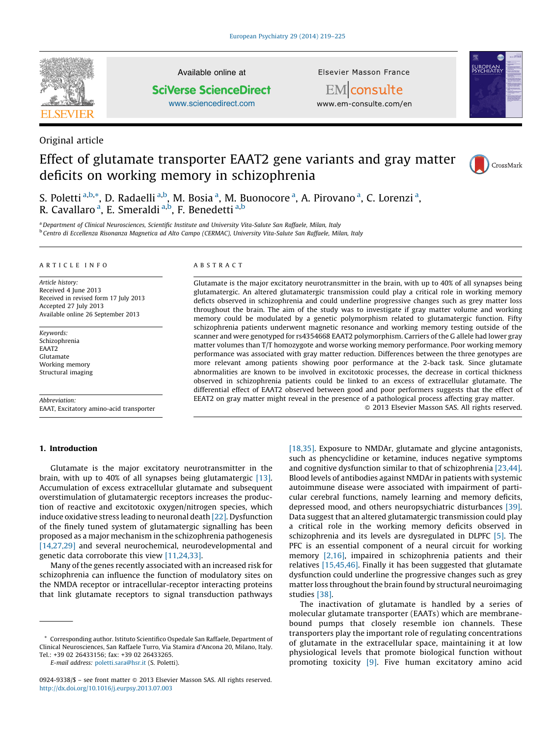Original article

# Effect of glutamate transporter EAAT2 gene variants and gray matter deficits on working memory in schizophrenia

S. Poletti [a,b,*], D. Radaelli [a,b], M. Bosia [a], M. Buonocore [a], A. Pirovano [a], C. Lorenzi [a], R. Cavallaro [a], E. Smeraldi [a,b], F. Benedetti [a,b]

[a] Department of Clinical Neurosciences, Scientific Institute and University Vita-Salute San Raffaele, Milan, Italy
[b] Centro di Eccellenza Risonanza Magnetica ad Alto Campo (CERMAC), University Vita-Salute San Raffaele, Milan, Italy

## ARTICLE INFO

*Article history:*
Received 4 June 2013
Received in revised form 17 July 2013
Accepted 27 July 2013
Available online 26 September 2013

*Keywords:*
Schizophrenia
EAAT2
Glutamate
Working memory
Structural imaging

*Abbreviation:*
EAAT, Excitatory amino-acid transporter

## ABSTRACT

Glutamate is the major excitatory neurotransmitter in the brain, with up to 40% of all synapses being glutamatergic. An altered glutamatergic transmission could play a critical role in working memory deficts observed in schizophrenia and could underline progressive changes such as grey matter loss throughout the brain. The aim of the study was to investigate if gray matter volume and working memory could be modulated by a genetic polymorphism related to glutamatergic function. Fifty schizophrenia patients underwent magnetic resonance and working memory testing outside of the scanner and were genotyped for rs4354668 EAAT2 polymorphism. Carriers of the G allele had lower gray matter volumes than T/T homozygote and worse working memory performance. Poor working memory performance was associated with gray matter reduction. Differences between the three genotypes are more relevant among patients showing poor performance at the 2-back task. Since glutamate abnormalities are known to be involved in excitotoxic processes, the decrease in cortical thickness observed in schizophrenia patients could be linked to an excess of extracellular glutamate. The differential effect of EAAT2 observed between good and poor performers suggests that the effect of EEAT2 on gray matter might reveal in the presence of a pathological process affecting gray matter.

© 2013 Elsevier Masson SAS. All rights reserved.

## 1. Introduction

Glutamate is the major excitatory neurotransmitter in the brain, with up to 40% of all synapses being glutamatergic [13]. Accumulation of excess extracellular glutamate and subsequent overstimulation of glutamatergic receptors increases the production of reactive and excitotoxic oxygen/nitrogen species, which induce oxidative stress leading to neuronal death [22]. Dysfunction of the finely tuned system of glutamatergic signalling has been proposed as a major mechanism in the schizophrenia pathogenesis [14,27,29] and several neurochemical, neurodevelopmental and genetic data corroborate this view [11,24,33].

Many of the genes recently associated with an increased risk for schizophrenia can influence the function of modulatory sites on the NMDA receptor or intracellular-receptor interacting proteins that link glutamate receptors to signal transduction pathways [18,35]. Exposure to NMDAr, glutamate and glycine antagonists, such as phencyclidine or ketamine, induces negative symptoms and cognitive dysfunction similar to that of schizophrenia [23,44]. Blood levels of antibodies against NMDAr in patients with systemic autoimmune disease were associated with impairment of particular cerebral functions, namely learning and memory deficits, depressed mood, and others neuropsychiatric disturbances [39]. Data suggest that an altered glutamatergic transmission could play a critical role in the working memory deficits observed in schizophrenia and its levels are dysregulated in DLPFC [5]. The PFC is an essential component of a neural circuit for working memory [2,16], impaired in schizophrenia patients and their relatives [15,45,46]. Finally it has been suggested that glutamate dysfunction could underline the progressive changes such as grey matter loss throughout the brain found by structural neuroimaging studies [38].

The inactivation of glutamate is handled by a series of molecular glutamate transporter (EAATs) which are membrane-bound pumps that closely resemble ion channels. These transporters play the important role of regulating concentrations of glutamate in the extracellular space, maintaining it at low physiological levels that promote biological function without promoting toxicity [9]. Five human excitatory amino acid

* Corresponding author. Istituto Scientifico Ospedale San Raffaele, Department of Clinical Neurosciences, San Raffaele Turro, Via Stamira d'Ancona 20, Milano, Italy. Tel.: +39 02 26433156; fax: +39 02 26433265.
E-mail address: poletti.sara@hsr.it (S. Poletti).

0924-9338/$ – see front matter © 2013 Elsevier Masson SAS. All rights reserved.
http://dx.doi.org/10.1016/j.eurpsy.2013.07.003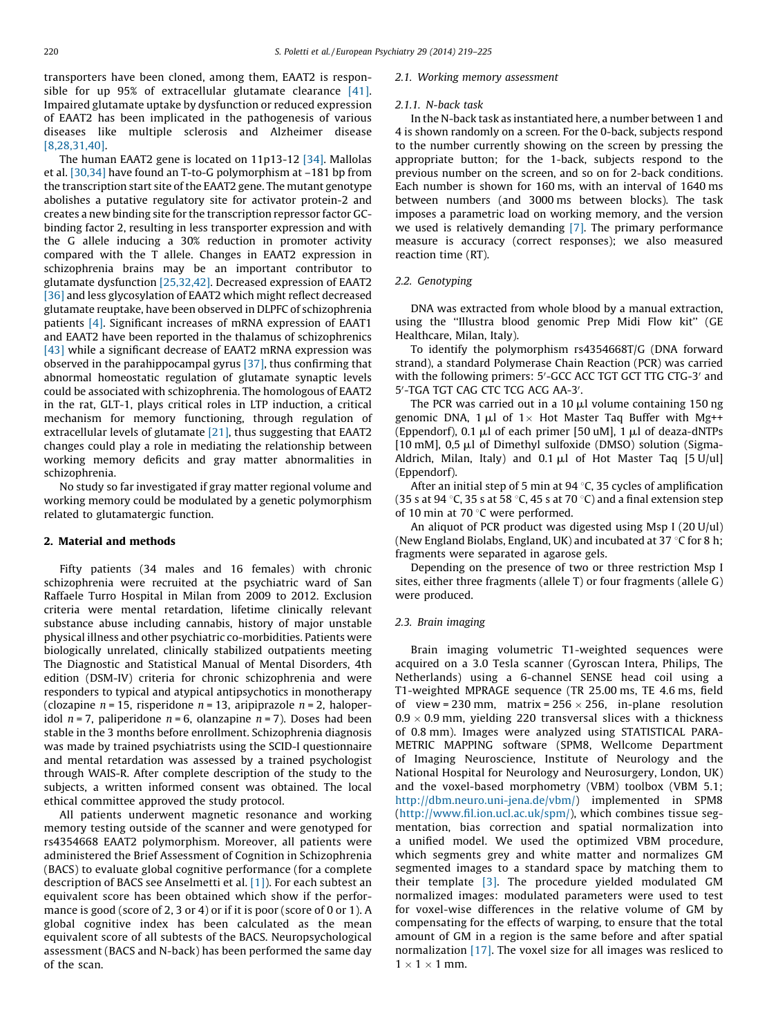transporters have been cloned, among them, EAAT2 is responsible for up 95% of extracellular glutamate clearance [41]. Impaired glutamate uptake by dysfunction or reduced expression of EAAT2 has been implicated in the pathogenesis of various diseases like multiple sclerosis and Alzheimer disease [8,28,31,40].

The human EAAT2 gene is located on 11p13-12 [34]. Mallolas et al. [30,34] have found an T-to-G polymorphism at –181 bp from the transcription start site of the EAAT2 gene. The mutant genotype abolishes a putative regulatory site for activator protein-2 and creates a new binding site for the transcription repressor factor GC-binding factor 2, resulting in less transporter expression and with the G allele inducing a 30% reduction in promoter activity compared with the T allele. Changes in EAAT2 expression in schizophrenia brains may be an important contributor to glutamate dysfunction [25,32,42]. Decreased expression of EAAT2 [36] and less glycosylation of EAAT2 which might reflect decreased glutamate reuptake, have been observed in DLPFC of schizophrenia patients [4]. Significant increases of mRNA expression of EAAT1 and EAAT2 have been reported in the thalamus of schizophrenics [43] while a significant decrease of EAAT2 mRNA expression was observed in the parahippocampal gyrus [37], thus confirming that abnormal homeostatic regulation of glutamate synaptic levels could be associated with schizophrenia. The homologous of EAAT2 in the rat, GLT-1, plays critical roles in LTP induction, a critical mechanism for memory functioning, through regulation of extracellular levels of glutamate [21], thus suggesting that EAAT2 changes could play a role in mediating the relationship between working memory deficits and gray matter abnormalities in schizophrenia.

No study so far investigated if gray matter regional volume and working memory could be modulated by a genetic polymorphism related to glutamatergic function.

## 2. Material and methods

Fifty patients (34 males and 16 females) with chronic schizophrenia were recruited at the psychiatric ward of San Raffaele Turro Hospital in Milan from 2009 to 2012. Exclusion criteria were mental retardation, lifetime clinically relevant substance abuse including cannabis, history of major unstable physical illness and other psychiatric co-morbidities. Patients were biologically unrelated, clinically stabilized outpatients meeting The Diagnostic and Statistical Manual of Mental Disorders, 4th edition (DSM-IV) criteria for chronic schizophrenia and were responders to typical and atypical antipsychotics in monotherapy (clozapine $n$ = 15, risperidone $n$ = 13, aripiprazole $n$ = 2, haloperidol $n$ = 7, paliperidone $n$ = 6, olanzapine $n$ = 7). Doses had been stable in the 3 months before enrollment. Schizophrenia diagnosis was made by trained psychiatrists using the SCID-I questionnaire and mental retardation was assessed by a trained psychologist through WAIS-R. After complete description of the study to the subjects, a written informed consent was obtained. The local ethical committee approved the study protocol.

All patients underwent magnetic resonance and working memory testing outside of the scanner and were genotyped for rs4354668 EAAT2 polymorphism. Moreover, all patients were administered the Brief Assessment of Cognition in Schizophrenia (BACS) to evaluate global cognitive performance (for a complete description of BACS see Anselmetti et al. [1]). For each subtest an equivalent score has been obtained which show if the performance is good (score of 2, 3 or 4) or if it is poor (score of 0 or 1). A global cognitive index has been calculated as the mean equivalent score of all subtests of the BACS. Neuropsychological assessment (BACS and N-back) has been performed the same day of the scan.

### 2.1. Working memory assessment

#### 2.1.1. N-back task

In the N-back task as instantiated here, a number between 1 and 4 is shown randomly on a screen. For the 0-back, subjects respond to the number currently showing on the screen by pressing the appropriate button; for the 1-back, subjects respond to the previous number on the screen, and so on for 2-back conditions. Each number is shown for 160 ms, with an interval of 1640 ms between numbers (and 3000 ms between blocks). The task imposes a parametric load on working memory, and the version we used is relatively demanding [7]. The primary performance measure is accuracy (correct responses); we also measured reaction time (RT).

### 2.2. Genotyping

DNA was extracted from whole blood by a manual extraction, using the "Illustra blood genomic Prep Midi Flow kit" (GE Healthcare, Milan, Italy).

To identify the polymorphism rs4354668T/G (DNA forward strand), a standard Polymerase Chain Reaction (PCR) was carried with the following primers: 5′-GCC ACC TGT GCT TTG CTG-3′ and 5′-TGA TGT CAG CTC TCG ACG AA-3′.

The PCR was carried out in a 10 μl volume containing 150 ng genomic DNA, 1 μl of 1× Hot Master Taq Buffer with Mg++ (Eppendorf), 0.1 μl of each primer [50 uM], 1 μl of deaza-dNTPs [10 mM], 0,5 μl of Dimethyl sulfoxide (DMSO) solution (Sigma-Aldrich, Milan, Italy) and 0.1 μl of Hot Master Taq [5 U/ul] (Eppendorf).

After an initial step of 5 min at 94 °C, 35 cycles of amplification (35 s at 94 °C, 35 s at 58 °C, 45 s at 70 °C) and a final extension step of 10 min at 70 °C were performed.

An aliquot of PCR product was digested using Msp I (20 U/ul) (New England Biolabs, England, UK) and incubated at 37 °C for 8 h; fragments were separated in agarose gels.

Depending on the presence of two or three restriction Msp I sites, either three fragments (allele T) or four fragments (allele G) were produced.

### 2.3. Brain imaging

Brain imaging volumetric T1-weighted sequences were acquired on a 3.0 Tesla scanner (Gyroscan Intera, Philips, The Netherlands) using a 6-channel SENSE head coil using a T1-weighted MPRAGE sequence (TR 25.00 ms, TE 4.6 ms, field of view = 230 mm, matrix = 256 × 256, in-plane resolution 0.9 × 0.9 mm, yielding 220 transversal slices with a thickness of 0.8 mm). Images were analyzed using STATISTICAL PARAMETRIC MAPPING software (SPM8, Wellcome Department of Imaging Neuroscience, Institute of Neurology and the National Hospital for Neurology and Neurosurgery, London, UK) and the voxel-based morphometry (VBM) toolbox (VBM 5.1; http://dbm.neuro.uni-jena.de/vbm/) implemented in SPM8 (http://www.fil.ion.ucl.ac.uk/spm/), which combines tissue segmentation, bias correction and spatial normalization into a unified model. We used the optimized VBM procedure, which segments grey and white matter and normalizes GM segmented images to a standard space by matching them to their template [3]. The procedure yielded modulated GM normalized images: modulated parameters were used to test for voxel-wise differences in the relative volume of GM by compensating for the effects of warping, to ensure that the total amount of GM in a region is the same before and after spatial normalization [17]. The voxel size for all images was resliced to 1 × 1 × 1 mm.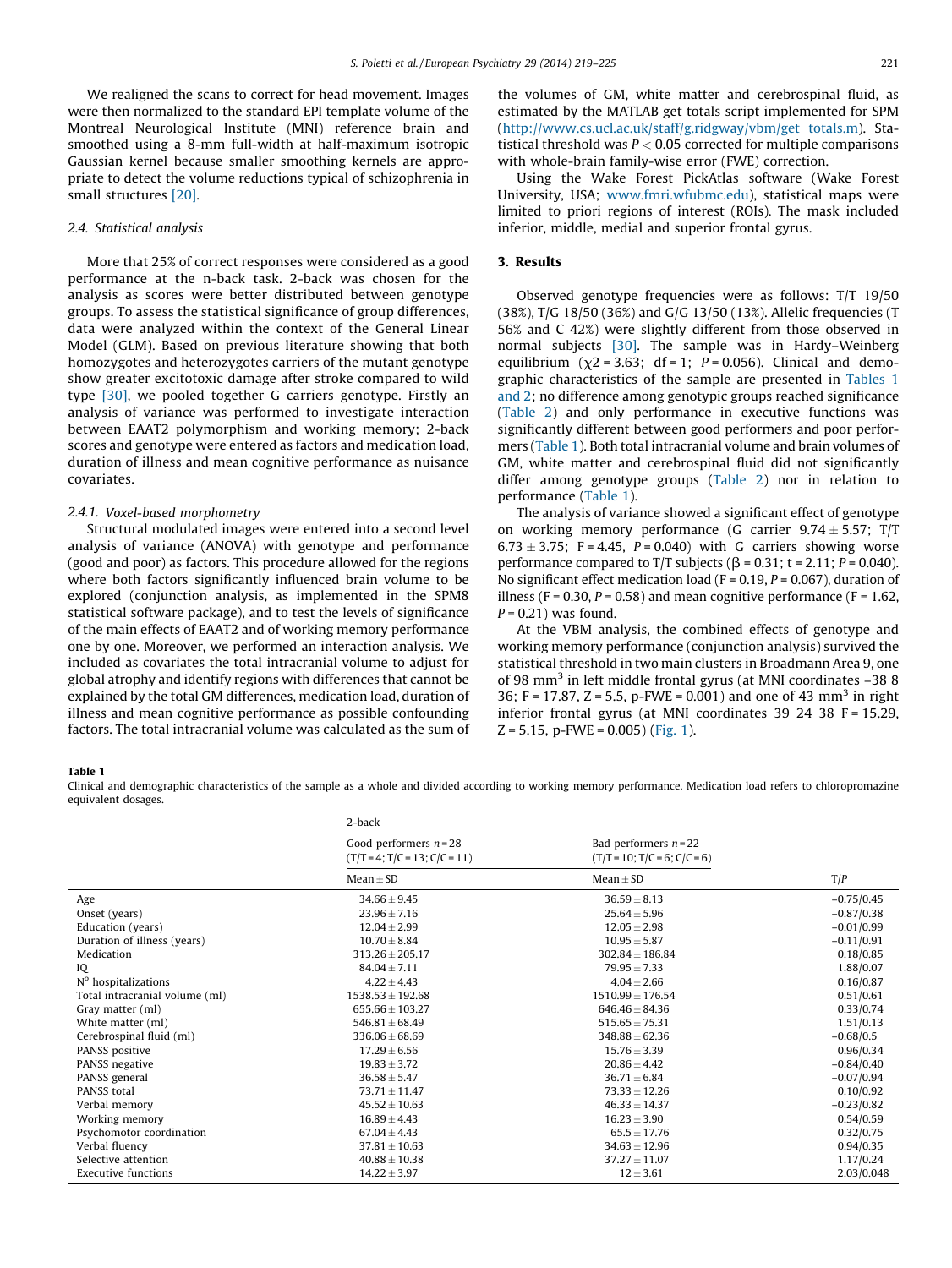We realigned the scans to correct for head movement. Images were then normalized to the standard EPI template volume of the Montreal Neurological Institute (MNI) reference brain and smoothed using a 8-mm full-width at half-maximum isotropic Gaussian kernel because smaller smoothing kernels are appropriate to detect the volume reductions typical of schizophrenia in small structures [20].

### 2.4. Statistical analysis

More that 25% of correct responses were considered as a good performance at the n-back task. 2-back was chosen for the analysis as scores were better distributed between genotype groups. To assess the statistical significance of group differences, data were analyzed within the context of the General Linear Model (GLM). Based on previous literature showing that both homozygotes and heterozygotes carriers of the mutant genotype show greater excitotoxic damage after stroke compared to wild type [30], we pooled together G carriers genotype. Firstly an analysis of variance was performed to investigate interaction between EAAT2 polymorphism and working memory; 2-back scores and genotype were entered as factors and medication load, duration of illness and mean cognitive performance as nuisance covariates.

#### 2.4.1. Voxel-based morphometry

Structural modulated images were entered into a second level analysis of variance (ANOVA) with genotype and performance (good and poor) as factors. This procedure allowed for the regions where both factors significantly influenced brain volume to be explored (conjunction analysis, as implemented in the SPM8 statistical software package), and to test the levels of significance of the main effects of EAAT2 and of working memory performance one by one. Moreover, we performed an interaction analysis. We included as covariates the total intracranial volume to adjust for global atrophy and identify regions with differences that cannot be explained by the total GM differences, medication load, duration of illness and mean cognitive performance as possible confounding factors. The total intracranial volume was calculated as the sum of the volumes of GM, white matter and cerebrospinal fluid, as estimated by the MATLAB get totals script implemented for SPM (http://www.cs.ucl.ac.uk/staff/g.ridgway/vbm/get totals.m). Statistical threshold was $P < 0.05$ corrected for multiple comparisons with whole-brain family-wise error (FWE) correction.

Using the Wake Forest PickAtlas software (Wake Forest University, USA; www.fmri.wfubmc.edu), statistical maps were limited to priori regions of interest (ROIs). The mask included inferior, middle, medial and superior frontal gyrus.

## 3. Results

Observed genotype frequencies were as follows: T/T 19/50 (38%), T/G 18/50 (36%) and G/G 13/50 (13%). Allelic frequencies (T 56% and C 42%) were slightly different from those observed in normal subjects [30]. The sample was in Hardy–Weinberg equilibrium ($\chi2 = 3.63$; df = 1; $P = 0.056$). Clinical and demographic characteristics of the sample are presented in Tables 1 and 2; no difference among genotypic groups reached significance (Table 2) and only performance in executive functions was significantly different between good performers and poor performers (Table 1). Both total intracranial volume and brain volumes of GM, white matter and cerebrospinal fluid did not significantly differ among genotype groups (Table 2) nor in relation to performance (Table 1).

The analysis of variance showed a significant effect of genotype on working memory performance (G carrier $9.74 \pm 5.57$; T/T $6.73 \pm 3.75$; $F = 4.45$, $P = 0.040$) with G carriers showing worse performance compared to T/T subjects ($\beta = 0.31$; $t = 2.11$; $P = 0.040$). No significant effect medication load ($F = 0.19$, $P = 0.067$), duration of illness ($F = 0.30$, $P = 0.58$) and mean cognitive performance ($F = 1.62$, $P = 0.21$) was found.

At the VBM analysis, the combined effects of genotype and working memory performance (conjunction analysis) survived the statistical threshold in two main clusters in Broadmann Area 9, one of 98 $mm^3$ in left middle frontal gyrus (at MNI coordinates −38 8 36; $F = 17.87$, $Z = 5.5$, p-FWE = 0.001) and one of 43 $mm^3$ in right inferior frontal gyrus (at MNI coordinates 39 24 38 $F = 15.29$, $Z = 5.15$, p-FWE = 0.005) (Fig. 1).

**Table 1**

Clinical and demographic characteristics of the sample as a whole and divided according to working memory performance. Medication load refers to chloropromazine equivalent dosages.

| | 2-back | | |
|---|---|---|---|
| | Good performers n = 28 (T/T = 4; T/C = 13; C/C = 11) | Bad performers n = 22 (T/T = 10; T/C = 6; C/C = 6) | |
| | Mean ± SD | Mean ± SD | T/P |
| Age | 34.66 ± 9.45 | 36.59 ± 8.13 | −0.75/0.45 |
| Onset (years) | 23.96 ± 7.16 | 25.64 ± 5.96 | −0.87/0.38 |
| Education (years) | 12.04 ± 2.99 | 12.05 ± 2.98 | −0.01/0.99 |
| Duration of illness (years) | 10.70 ± 8.84 | 10.95 ± 5.87 | −0.11/0.91 |
| Medication | 313.26 ± 205.17 | 302.84 ± 186.84 | 0.18/0.85 |
| IQ | 84.04 ± 7.11 | 79.95 ± 7.33 | 1.88/0.07 |
| N° hospitalizations | 4.22 ± 4.43 | 4.04 ± 2.66 | 0.16/0.87 |
| Total intracranial volume (ml) | 1538.53 ± 192.68 | 1510.99 ± 176.54 | 0.51/0.61 |
| Gray matter (ml) | 655.66 ± 103.27 | 646.46 ± 84.36 | 0.33/0.74 |
| White matter (ml) | 546.81 ± 68.49 | 515.65 ± 75.31 | 1.51/0.13 |
| Cerebrospinal fluid (ml) | 336.06 ± 68.69 | 348.88 ± 62.36 | −0.68/0.5 |
| PANSS positive | 17.29 ± 6.56 | 15.76 ± 3.39 | 0.96/0.34 |
| PANSS negative | 19.83 ± 3.72 | 20.86 ± 4.42 | −0.84/0.40 |
| PANSS general | 36.58 ± 5.47 | 36.71 ± 6.84 | −0.07/0.94 |
| PANSS total | 73.71 ± 11.47 | 73.33 ± 12.26 | 0.10/0.92 |
| Verbal memory | 45.52 ± 10.63 | 46.33 ± 14.37 | −0.23/0.82 |
| Working memory | 16.89 ± 4.43 | 16.23 ± 3.90 | 0.54/0.59 |
| Psychomotor coordination | 67.04 ± 4.43 | 65.5 ± 17.76 | 0.32/0.75 |
| Verbal fluency | 37.81 ± 10.63 | 34.63 ± 12.96 | 0.94/0.35 |
| Selective attention | 40.88 ± 10.38 | 37.27 ± 11.07 | 1.17/0.24 |
| Executive functions | 14.22 ± 3.97 | 12 ± 3.61 | 2.03/0.048 |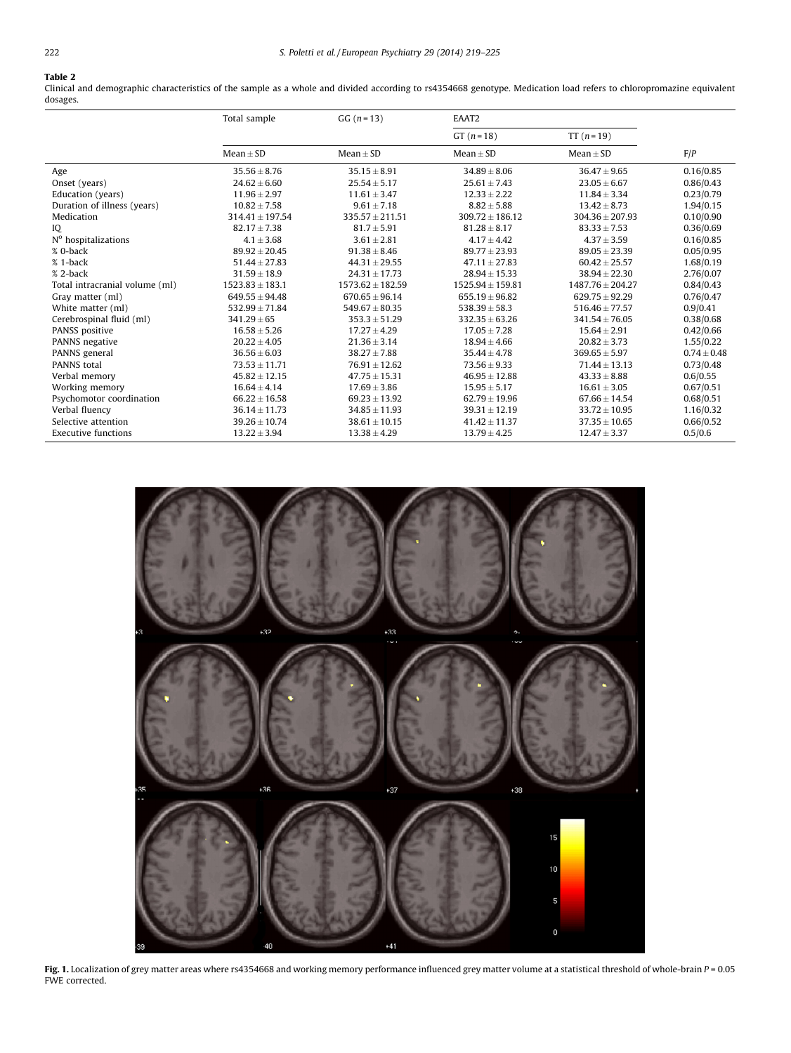**Table 2**

Clinical and demographic characteristics of the sample as a whole and divided according to rs4354668 genotype. Medication load refers to chloropromazine equivalent dosages.

| | Total sample | GG (n = 13) | EAAT2 | | |
|---|---|---|---|---|---|
| | | | GT (n = 18) | TT (n = 19) | |
| | Mean ± SD | Mean ± SD | Mean ± SD | Mean ± SD | F/P |
| Age | 35.56 ± 8.76 | 35.15 ± 8.91 | 34.89 ± 8.06 | 36.47 ± 9.65 | 0.16/0.85 |
| Onset (years) | 24.62 ± 6.60 | 25.54 ± 5.17 | 25.61 ± 7.43 | 23.05 ± 6.67 | 0.86/0.43 |
| Education (years) | 11.96 ± 2.97 | 11.61 ± 3.47 | 12.33 ± 2.22 | 11.84 ± 3.34 | 0.23/0.79 |
| Duration of illness (years) | 10.82 ± 7.58 | 9.61 ± 7.18 | 8.82 ± 5.88 | 13.42 ± 8.73 | 1.94/0.15 |
| Medication | 314.41 ± 197.54 | 335.57 ± 211.51 | 309.72 ± 186.12 | 304.36 ± 207.93 | 0.10/0.90 |
| IQ | 82.17 ± 7.38 | 81.7 ± 5.91 | 81.28 ± 8.17 | 83.33 ± 7.53 | 0.36/0.69 |
| N° hospitalizations | 4.1 ± 3.68 | 3.61 ± 2.81 | 4.17 ± 4.42 | 4.37 ± 3.59 | 0.16/0.85 |
| % 0-back | 89.92 ± 20.45 | 91.38 ± 8.46 | 89.77 ± 23.93 | 89.05 ± 23.39 | 0.05/0.95 |
| % 1-back | 51.44 ± 27.83 | 44.31 ± 29.55 | 47.11 ± 27.83 | 60.42 ± 25.57 | 1.68/0.19 |
| % 2-back | 31.59 ± 18.9 | 24.31 ± 17.73 | 28.94 ± 15.33 | 38.94 ± 22.30 | 2.76/0.07 |
| Total intracranial volume (ml) | 1523.83 ± 183.1 | 1573.62 ± 182.59 | 1525.94 ± 159.81 | 1487.76 ± 204.27 | 0.84/0.43 |
| Gray matter (ml) | 649.55 ± 94.48 | 670.65 ± 96.14 | 655.19 ± 96.82 | 629.75 ± 92.29 | 0.76/0.47 |
| White matter (ml) | 532.99 ± 71.84 | 549.67 ± 80.35 | 538.39 ± 58.3 | 516.46 ± 77.57 | 0.9/0.41 |
| Cerebrospinal fluid (ml) | 341.29 ± 65 | 353.3 ± 51.29 | 332.35 ± 63.26 | 341.54 ± 76.05 | 0.38/0.68 |
| PANSS positive | 16.58 ± 5.26 | 17.27 ± 4.29 | 17.05 ± 7.28 | 15.64 ± 2.91 | 0.42/0.66 |
| PANNS negative | 20.22 ± 4.05 | 21.36 ± 3.14 | 18.94 ± 4.66 | 20.82 ± 3.73 | 1.55/0.22 |
| PANNS general | 36.56 ± 6.03 | 38.27 ± 7.88 | 35.44 ± 4.78 | 369.65 ± 5.97 | 0.74 ± 0.48 |
| PANSS total | 73.53 ± 11.71 | 76.91 ± 12.62 | 73.56 ± 9.33 | 71.44 ± 13.13 | 0.73/0.48 |
| Verbal memory | 45.82 ± 12.15 | 47.75 ± 15.31 | 46.95 ± 12.88 | 43.33 ± 8.88 | 0.6/0.55 |
| Working memory | 16.64 ± 4.14 | 17.69 ± 3.86 | 15.95 ± 5.17 | 16.61 ± 3.05 | 0.67/0.51 |
| Psychomotor coordination | 66.22 ± 16.58 | 69.23 ± 13.92 | 62.79 ± 19.96 | 67.66 ± 14.54 | 0.68/0.51 |
| Verbal fluency | 36.14 ± 11.73 | 34.85 ± 11.93 | 39.31 ± 12.19 | 33.72 ± 10.95 | 1.16/0.32 |
| Selective attention | 39.26 ± 10.74 | 38.61 ± 10.15 | 41.42 ± 11.37 | 37.35 ± 10.65 | 0.66/0.52 |
| Executive functions | 13.22 ± 3.94 | 13.38 ± 4.29 | 13.79 ± 4.25 | 12.47 ± 3.37 | 0.5/0.6 |

**Fig. 1.** Localization of grey matter areas where rs4354668 and working memory performance influenced grey matter volume at a statistical threshold of whole-brain $P = 0.05$ FWE corrected.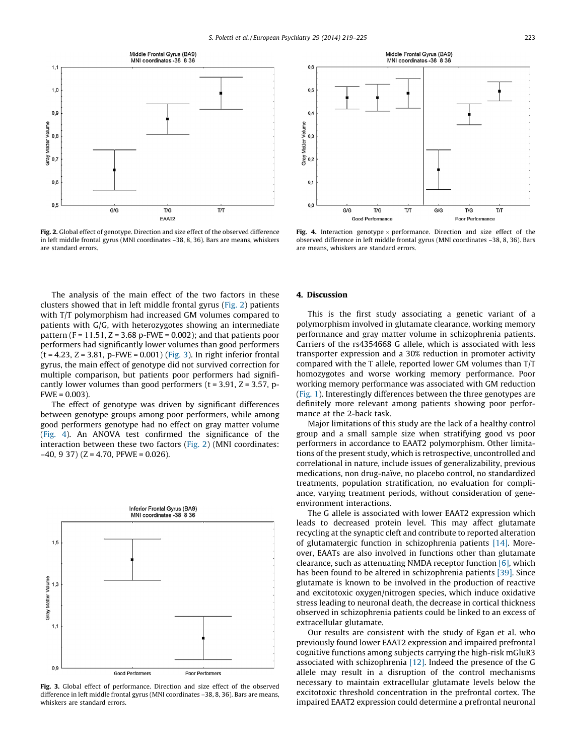Fig. 2. Global effect of genotype. Direction and size effect of the observed difference in left middle frontal gyrus (MNI coordinates –38, 8, 36). Bars are means, whiskers are standard errors.

Fig. 4. Interaction genotype × performance. Direction and size effect of the observed difference in left middle frontal gyrus (MNI coordinates –38, 8, 36). Bars are means, whiskers are standard errors.

The analysis of the main effect of the two factors in these clusters showed that in left middle frontal gyrus (Fig. 2) patients with T/T polymorphism had increased GM volumes compared to patients with G/G, with heterozygotes showing an intermediate pattern (F = 11.51, Z = 3.68 p-FWE = 0.002); and that patients poor performers had significantly lower volumes than good performers (t = 4.23, Z = 3.81, p-FWE = 0.001) (Fig. 3). In right inferior frontal gyrus, the main effect of genotype did not survived correction for multiple comparison, but patients poor performers had significantly lower volumes than good performers (t = 3.91, Z = 3.57, p-FWE = 0.003).

The effect of genotype was driven by significant differences between genotype groups among poor performers, while among good performers genotype had no effect on gray matter volume (Fig. 4). An ANOVA test confirmed the significance of the interaction between these two factors (Fig. 2) (MNI coordinates: –40, 9 37) (Z = 4.70, PFWE = 0.026).

Fig. 3. Global effect of performance. Direction and size effect of the observed difference in left middle frontal gyrus (MNI coordinates –38, 8, 36). Bars are means, whiskers are standard errors.

## 4. Discussion

This is the first study associating a genetic variant of a polymorphism involved in glutamate clearance, working memory performance and gray matter volume in schizophrenia patients. Carriers of the rs4354668 G allele, which is associated with less transporter expression and a 30% reduction in promoter activity compared with the T allele, reported lower GM volumes than T/T homozygotes and worse working memory performance. Poor working memory performance was associated with GM reduction (Fig. 1). Interestingly differences between the three genotypes are definitely more relevant among patients showing poor performance at the 2-back task.

Major limitations of this study are the lack of a healthy control group and a small sample size when stratifying good vs poor performers in accordance to EAAT2 polymorphism. Other limitations of the present study, which is retrospective, uncontrolled and correlational in nature, include issues of generalizability, previous medications, non drug-naïve, no placebo control, no standardized treatments, population stratification, no evaluation for compliance, varying treatment periods, without consideration of gene-environment interactions.

The G allele is associated with lower EAAT2 expression which leads to decreased protein level. This may affect glutamate recycling at the synaptic cleft and contribute to reported alteration of glutamatergic function in schizophrenia patients [14]. Moreover, EAATs are also involved in functions other than glutamate clearance, such as attenuating NMDA receptor function [6], which has been found to be altered in schizophrenia patients [39]. Since glutamate is known to be involved in the production of reactive and excitotoxic oxygen/nitrogen species, which induce oxidative stress leading to neuronal death, the decrease in cortical thickness observed in schizophrenia patients could be linked to an excess of extracellular glutamate.

Our results are consistent with the study of Egan et al. who previously found lower EAAT2 expression and impaired prefrontal cognitive functions among subjects carrying the high-risk mGluR3 associated with schizophrenia [12]. Indeed the presence of the G allele may result in a disruption of the control mechanisms necessary to maintain extracellular glutamate levels below the excitotoxic threshold concentration in the prefrontal cortex. The impaired EAAT2 expression could determine a prefrontal neuronal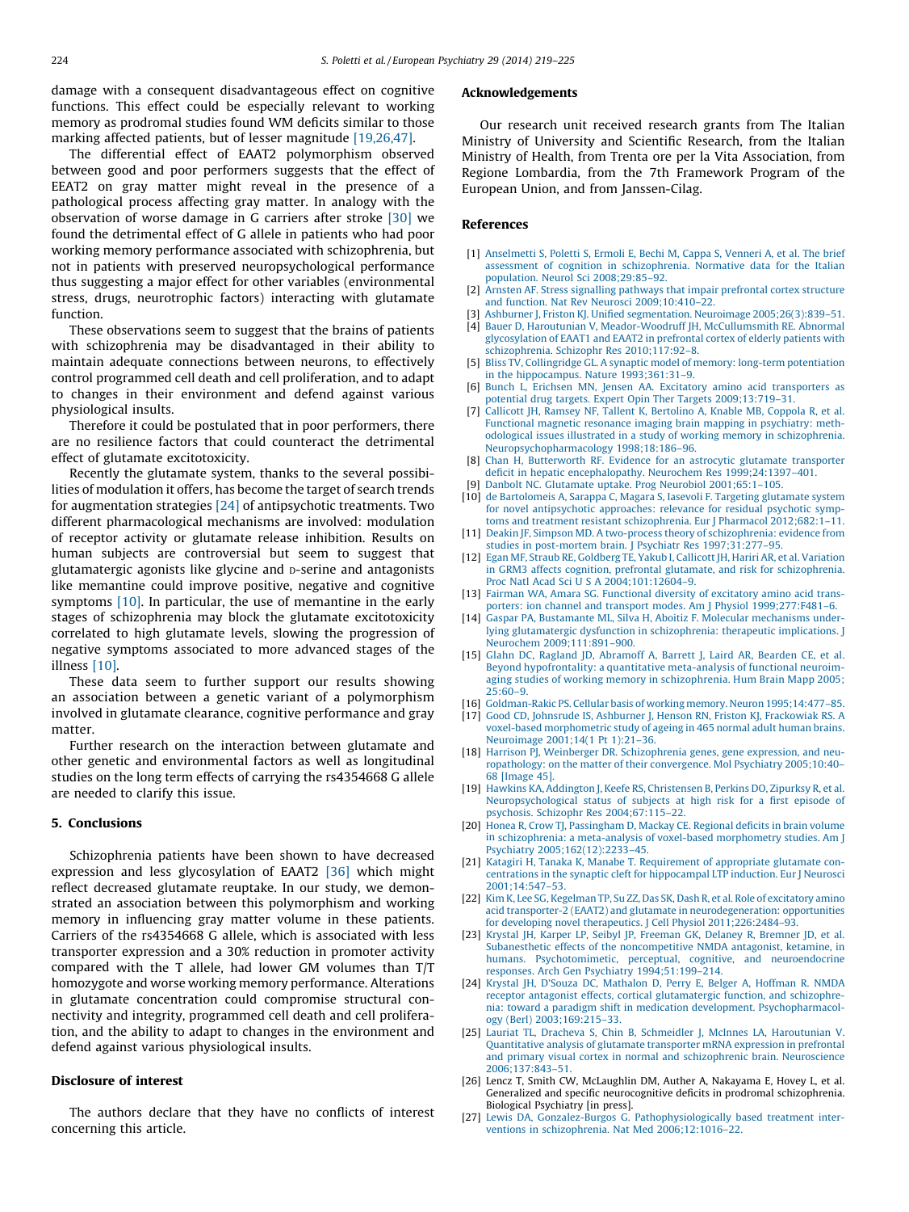damage with a consequent disadvantageous effect on cognitive functions. This effect could be especially relevant to working memory as prodromal studies found WM deficits similar to those marking affected patients, but of lesser magnitude [19,26,47].

The differential effect of EAAT2 polymorphism observed between good and poor performers suggests that the effect of EEAT2 on gray matter might reveal in the presence of a pathological process affecting gray matter. In analogy with the observation of worse damage in G carriers after stroke [30] we found the detrimental effect of G allele in patients who had poor working memory performance associated with schizophrenia, but not in patients with preserved neuropsychological performance thus suggesting a major effect for other variables (environmental stress, drugs, neurotrophic factors) interacting with glutamate function.

These observations seem to suggest that the brains of patients with schizophrenia may be disadvantaged in their ability to maintain adequate connections between neurons, to effectively control programmed cell death and cell proliferation, and to adapt to changes in their environment and defend against various physiological insults.

Therefore it could be postulated that in poor performers, there are no resilience factors that could counteract the detrimental effect of glutamate excitotoxicity.

Recently the glutamate system, thanks to the several possibilities of modulation it offers, has become the target of search trends for augmentation strategies [24] of antipsychotic treatments. Two different pharmacological mechanisms are involved: modulation of receptor activity or glutamate release inhibition. Results on human subjects are controversial but seem to suggest that glutamatergic agonists like glycine and D-serine and antagonists like memantine could improve positive, negative and cognitive symptoms [10]. In particular, the use of memantine in the early stages of schizophrenia may block the glutamate excitotoxicity correlated to high glutamate levels, slowing the progression of negative symptoms associated to more advanced stages of the illness [10].

These data seem to further support our results showing an association between a genetic variant of a polymorphism involved in glutamate clearance, cognitive performance and gray matter.

Further research on the interaction between glutamate and other genetic and environmental factors as well as longitudinal studies on the long term effects of carrying the rs4354668 G allele are needed to clarify this issue.

## 5. Conclusions

Schizophrenia patients have been shown to have decreased expression and less glycosylation of EAAT2 [36] which might reflect decreased glutamate reuptake. In our study, we demonstrated an association between this polymorphism and working memory in influencing gray matter volume in these patients. Carriers of the rs4354668 G allele, which is associated with less transporter expression and a 30% reduction in promoter activity compared with the T allele, had lower GM volumes than T/T homozygote and worse working memory performance. Alterations in glutamate concentration could compromise structural connectivity and integrity, programmed cell death and cell proliferation, and the ability to adapt to changes in the environment and defend against various physiological insults.

## Disclosure of interest

The authors declare that they have no conflicts of interest concerning this article.

## Acknowledgements

Our research unit received research grants from The Italian Ministry of University and Scientific Research, from the Italian Ministry of Health, from Trenta ore per la Vita Association, from Regione Lombardia, from the 7th Framework Program of the European Union, and from Janssen-Cilag.

## References

[1] Anselmetti S, Poletti S, Ermoli E, Bechi M, Cappa S, Venneri A, et al. The brief assessment of cognition in schizophrenia. Normative data for the Italian population. Neurol Sci 2008;29:85–92.

[2] Arnsten AF. Stress signalling pathways that impair prefrontal cortex structure and function. Nat Rev Neurosci 2009;10:410–22.

[3] Ashburner J, Friston KJ. Unified segmentation. Neuroimage 2005;26(3):839–51.

[4] Bauer D, Haroutunian V, Meador-Woodruff JH, McCullumsmith RE. Abnormal glycosylation of EAAT1 and EAAT2 in prefrontal cortex of elderly patients with schizophrenia. Schizophr Res 2010;117:92–8.

[5] Bliss TV, Collingridge GL. A synaptic model of memory: long-term potentiation in the hippocampus. Nature 1993;361:31–9.

[6] Bunch L, Erichsen MN, Jensen AA. Excitatory amino acid transporters as potential drug targets. Expert Opin Ther Targets 2009;13:719–31.

[7] Callicott JH, Ramsey NF, Tallent K, Bertolino A, Knable MB, Coppola R, et al. Functional magnetic resonance imaging brain mapping in psychiatry: methodological issues illustrated in a study of working memory in schizophrenia. Neuropsychopharmacology 1998;18:186–96.

[8] Chan H, Butterworth RF. Evidence for an astrocytic glutamate transporter deficit in hepatic encephalopathy. Neurochem Res 1999;24:1397–401.

[9] Danbolt NC. Glutamate uptake. Prog Neurobiol 2001;65:1–105.

[10] de Bartolomeis A, Sarappa C, Magara S, Iasevoli F. Targeting glutamate system for novel antipsychotic approaches: relevance for residual psychotic symptoms and treatment resistant schizophrenia. Eur J Pharmacol 2012;682:1–11.

[11] Deakin JF, Simpson MD. A two-process theory of schizophrenia: evidence from studies in post-mortem brain. J Psychiatr Res 1997;31:277–95.

[12] Egan MF, Straub RE, Goldberg TE, Yakub I, Callicott JH, Hariri AR, et al. Variation in GRM3 affects cognition, prefrontal glutamate, and risk for schizophrenia. Proc Natl Acad Sci U S A 2004;101:12604–9.

[13] Fairman WA, Amara SG. Functional diversity of excitatory amino acid transporters: ion channel and transport modes. Am J Physiol 1999;277:F481–6.

[14] Gaspar PA, Bustamante ML, Silva H, Aboitiz F. Molecular mechanisms underlying glutamatergic dysfunction in schizophrenia: therapeutic implications. J Neurochem 2009;111:891–900.

[15] Glahn DC, Ragland JD, Abramoff A, Barrett J, Laird AR, Bearden CE, et al. Beyond hypofrontality: a quantitative meta-analysis of functional neuroimaging studies of working memory in schizophrenia. Hum Brain Mapp 2005; 25:60–9.

[16] Goldman-Rakic PS. Cellular basis of working memory. Neuron 1995;14:477–85.

[17] Good CD, Johnsrude IS, Ashburner J, Henson RN, Friston KJ, Frackowiak RS. A voxel-based morphometric study of ageing in 465 normal adult human brains. Neuroimage 2001;14(1 Pt 1):21–36.

[18] Harrison PJ, Weinberger DR. Schizophrenia genes, gene expression, and neuropathology: on the matter of their convergence. Mol Psychiatry 2005;10:40–68 [Image 45].

[19] Hawkins KA, Addington J, Keefe RS, Christensen B, Perkins DO, Zipurksy R, et al. Neuropsychological status of subjects at high risk for a first episode of psychosis. Schizophr Res 2004;67:115–22.

[20] Honea R, Crow TJ, Passingham D, Mackay CE. Regional deficits in brain volume in schizophrenia: a meta-analysis of voxel-based morphometry studies. Am J Psychiatry 2005;162(12):2233–45.

[21] Katagiri H, Tanaka K, Manabe T. Requirement of appropriate glutamate concentrations in the synaptic cleft for hippocampal LTP induction. Eur J Neurosci 2001;14:547–53.

[22] Kim K, Lee SG, Kegelman TP, Su ZZ, Das SK, Dash R, et al. Role of excitatory amino acid transporter-2 (EAAT2) and glutamate in neurodegeneration: opportunities for developing novel therapeutics. J Cell Physiol 2011;226:2484–93.

[23] Krystal JH, Karper LP, Seibyl JP, Freeman GK, Delaney R, Bremner JD, et al. Subanesthetic effects of the noncompetitive NMDA antagonist, ketamine, in humans. Psychotomimetic, perceptual, cognitive, and neuroendocrine responses. Arch Gen Psychiatry 1994;51:199–214.

[24] Krystal JH, D'Souza DC, Mathalon D, Perry E, Belger A, Hoffman R. NMDA receptor antagonist effects, cortical glutamatergic function, and schizophrenia: toward a paradigm shift in medication development. Psychopharmacology (Berl) 2003;169:215–33.

[25] Lauriat TL, Dracheva S, Chin B, Schmeidler J, McInnes LA, Haroutunian V. Quantitative analysis of glutamate transporter mRNA expression in prefrontal and primary visual cortex in normal and schizophrenic brain. Neuroscience 2006;137:843–51.

[26] Lencz T, Smith CW, McLaughlin DM, Auther A, Nakayama E, Hovey L, et al. Generalized and specific neurocognitive deficits in prodromal schizophrenia. Biological Psychiatry [in press].

[27] Lewis DA, Gonzalez-Burgos G. Pathophysiologically based treatment interventions in schizophrenia. Nat Med 2006;12:1016–22.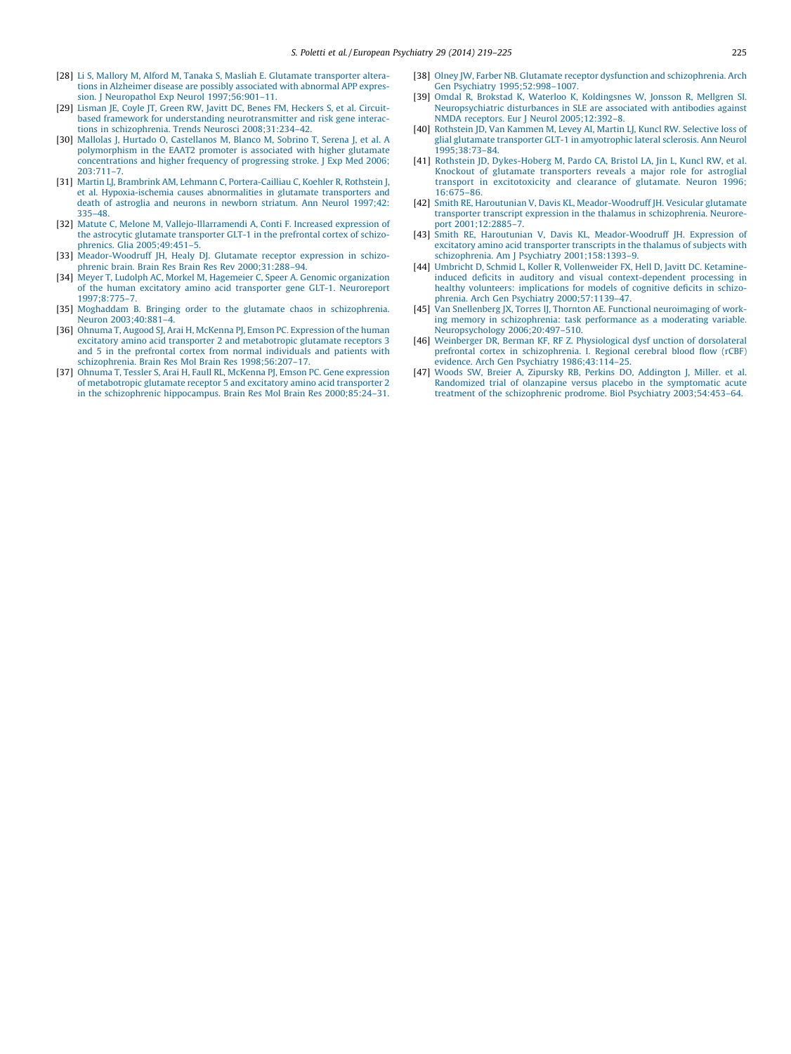[28] Li S, Mallory M, Alford M, Tanaka S, Masliah E. Glutamate transporter alterations in Alzheimer disease are possibly associated with abnormal APP expression. J Neuropathol Exp Neurol 1997;56:901–11.

[29] Lisman JE, Coyle JT, Green RW, Javitt DC, Benes FM, Heckers S, et al. Circuit-based framework for understanding neurotransmitter and risk gene interactions in schizophrenia. Trends Neurosci 2008;31:234–42.

[30] Mallolas J, Hurtado O, Castellanos M, Blanco M, Sobrino T, Serena J, et al. A polymorphism in the EAAT2 promoter is associated with higher glutamate concentrations and higher frequency of progressing stroke. J Exp Med 2006; 203:711–7.

[31] Martin LJ, Brambrink AM, Lehmann C, Portera-Cailliau C, Koehler R, Rothstein J, et al. Hypoxia-ischemia causes abnormalities in glutamate transporters and death of astroglia and neurons in newborn striatum. Ann Neurol 1997;42: 335–48.

[32] Matute C, Melone M, Vallejo-Illarramendi A, Conti F. Increased expression of the astrocytic glutamate transporter GLT-1 in the prefrontal cortex of schizophrenics. Glia 2005;49:451–5.

[33] Meador-Woodruff JH, Healy DJ. Glutamate receptor expression in schizophrenic brain. Brain Res Brain Res Rev 2000;31:288–94.

[34] Meyer T, Ludolph AC, Morkel M, Hagemeier C, Speer A. Genomic organization of the human excitatory amino acid transporter gene GLT-1. Neuroreport 1997;8:775–7.

[35] Moghaddam B. Bringing order to the glutamate chaos in schizophrenia. Neuron 2003;40:881–4.

[36] Ohnuma T, Augood SJ, Arai H, McKenna PJ, Emson PC. Expression of the human excitatory amino acid transporter 2 and metabotropic glutamate receptors 3 and 5 in the prefrontal cortex from normal individuals and patients with schizophrenia. Brain Res Mol Brain Res 1998;56:207–17.

[37] Ohnuma T, Tessler S, Arai H, Faull RL, McKenna PJ, Emson PC. Gene expression of metabotropic glutamate receptor 5 and excitatory amino acid transporter 2 in the schizophrenic hippocampus. Brain Res Mol Brain Res 2000;85:24–31.

[38] Olney JW, Farber NB. Glutamate receptor dysfunction and schizophrenia. Arch Gen Psychiatry 1995;52:998–1007.

[39] Omdal R, Brokstad K, Waterloo K, Koldingsnes W, Jonsson R, Mellgren SI. Neuropsychiatric disturbances in SLE are associated with antibodies against NMDA receptors. Eur J Neurol 2005;12:392–8.

[40] Rothstein JD, Van Kammen M, Levey AI, Martin LJ, Kuncl RW. Selective loss of glial glutamate transporter GLT-1 in amyotrophic lateral sclerosis. Ann Neurol 1995;38:73–84.

[41] Rothstein JD, Dykes-Hoberg M, Pardo CA, Bristol LA, Jin L, Kuncl RW, et al. Knockout of glutamate transporters reveals a major role for astroglial transport in excitotoxicity and clearance of glutamate. Neuron 1996; 16:675–86.

[42] Smith RE, Haroutunian V, Davis KL, Meador-Woodruff JH. Vesicular glutamate transporter transcript expression in the thalamus in schizophrenia. Neuroreport 2001;12:2885–7.

[43] Smith RE, Haroutunian V, Davis KL, Meador-Woodruff JH. Expression of excitatory amino acid transporter transcripts in the thalamus of subjects with schizophrenia. Am J Psychiatry 2001;158:1393–9.

[44] Umbricht D, Schmid L, Koller R, Vollenweider FX, Hell D, Javitt DC. Ketamine-induced deficits in auditory and visual context-dependent processing in healthy volunteers: implications for models of cognitive deficits in schizophrenia. Arch Gen Psychiatry 2000;57:1139–47.

[45] Van Snellenberg JX, Torres IJ, Thornton AE. Functional neuroimaging of working memory in schizophrenia: task performance as a moderating variable. Neuropsychology 2006;20:497–510.

[46] Weinberger DR, Berman KF, RF Z. Physiological dysf unction of dorsolateral prefrontal cortex in schizophrenia. I. Regional cerebral blood flow (rCBF) evidence. Arch Gen Psychiatry 1986;43:114–25.

[47] Woods SW, Breier A, Zipursky RB, Perkins DO, Addington J, Miller. et al. Randomized trial of olanzapine versus placebo in the symptomatic acute treatment of the schizophrenic prodrome. Biol Psychiatry 2003;54:453–64.